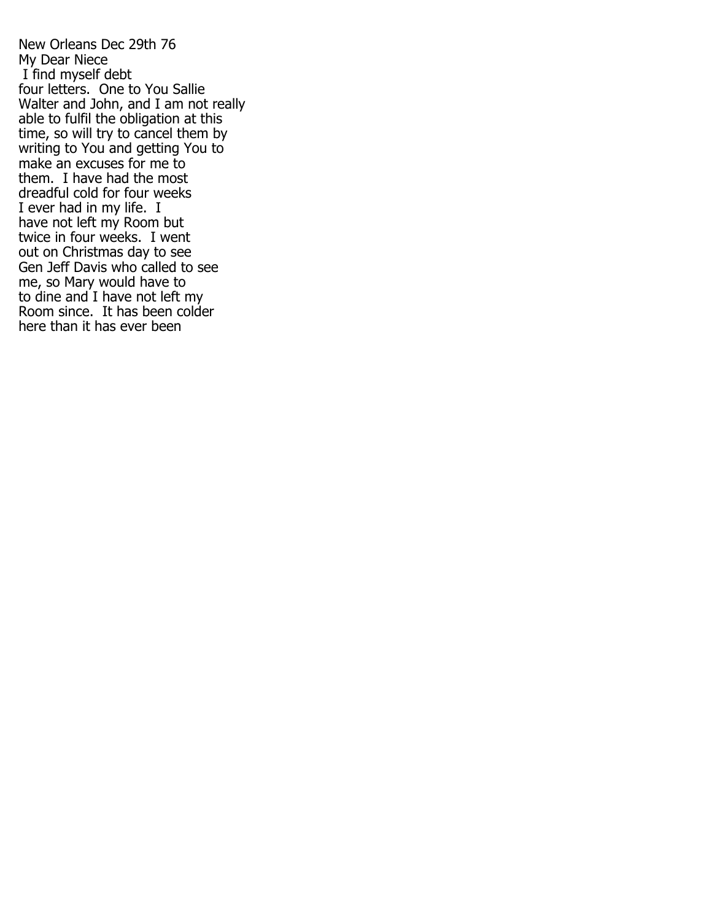New Orleans Dec 29th 76
My Dear Niece
 I find myself debt
four letters.  One to You Sallie
Walter and John, and I am not really
able to fulfil the obligation at this
time, so will try to cancel them by
writing to You and getting You to
make an excuses for me to
them.  I have had the most
dreadful cold for four weeks
I ever had in my life.  I
have not left my Room but
twice in four weeks.  I went
out on Christmas day to see
Gen Jeff Davis who called to see
me, so Mary would have to
to dine and I have not left my
Room since.  It has been colder
here than it has ever been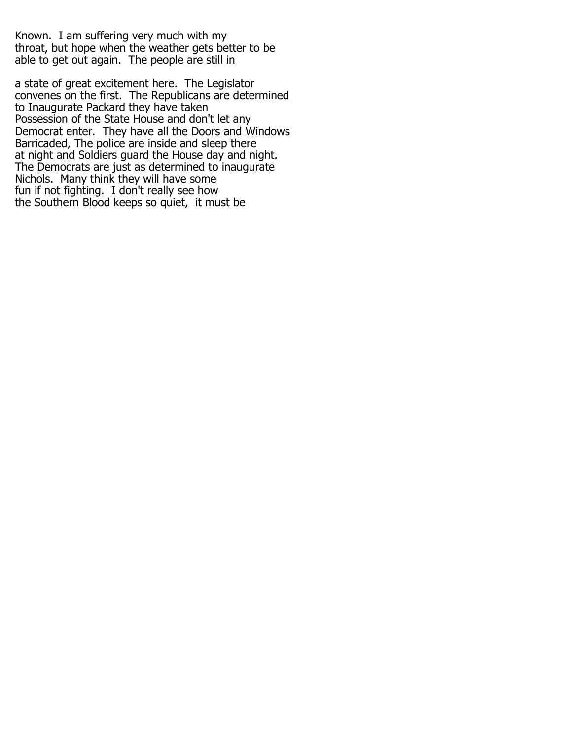Known. I am suffering very much with my throat, but hope when the weather gets better to be able to get out again. The people are still in

a state of great excitement here. The Legislator convenes on the first. The Republicans are determined to Inaugurate Packard they have taken Possession of the State House and don't let any Democrat enter. They have all the Doors and Windows Barricaded, The police are inside and sleep there at night and Soldiers guard the House day and night. The Democrats are just as determined to inaugurate Nichols. Many think they will have some fun if not fighting. I don't really see how the Southern Blood keeps so quiet, it must be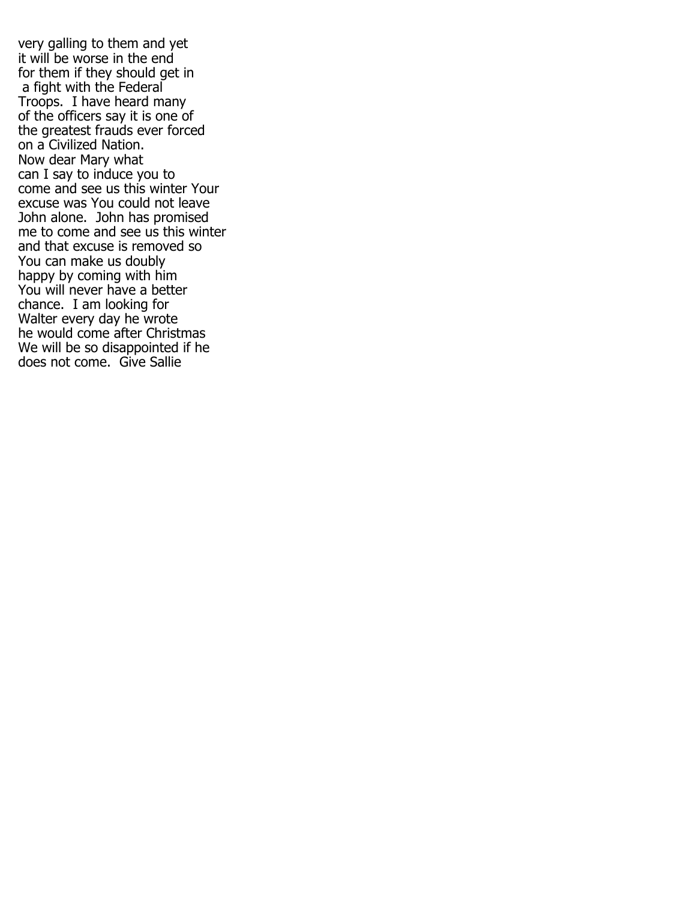very galling to them and yet
it will be worse in the end
for them if they should get in
a fight with the Federal
Troops. I have heard many
of the officers say it is one of
the greatest frauds ever forced
on a Civilized Nation.
Now dear Mary what
can I say to induce you to
come and see us this winter Your
excuse was You could not leave
John alone. John has promised
me to come and see us this winter
and that excuse is removed so
You can make us doubly
happy by coming with him
You will never have a better
chance. I am looking for
Walter every day he wrote
he would come after Christmas
We will be so disappointed if he
does not come. Give Sallie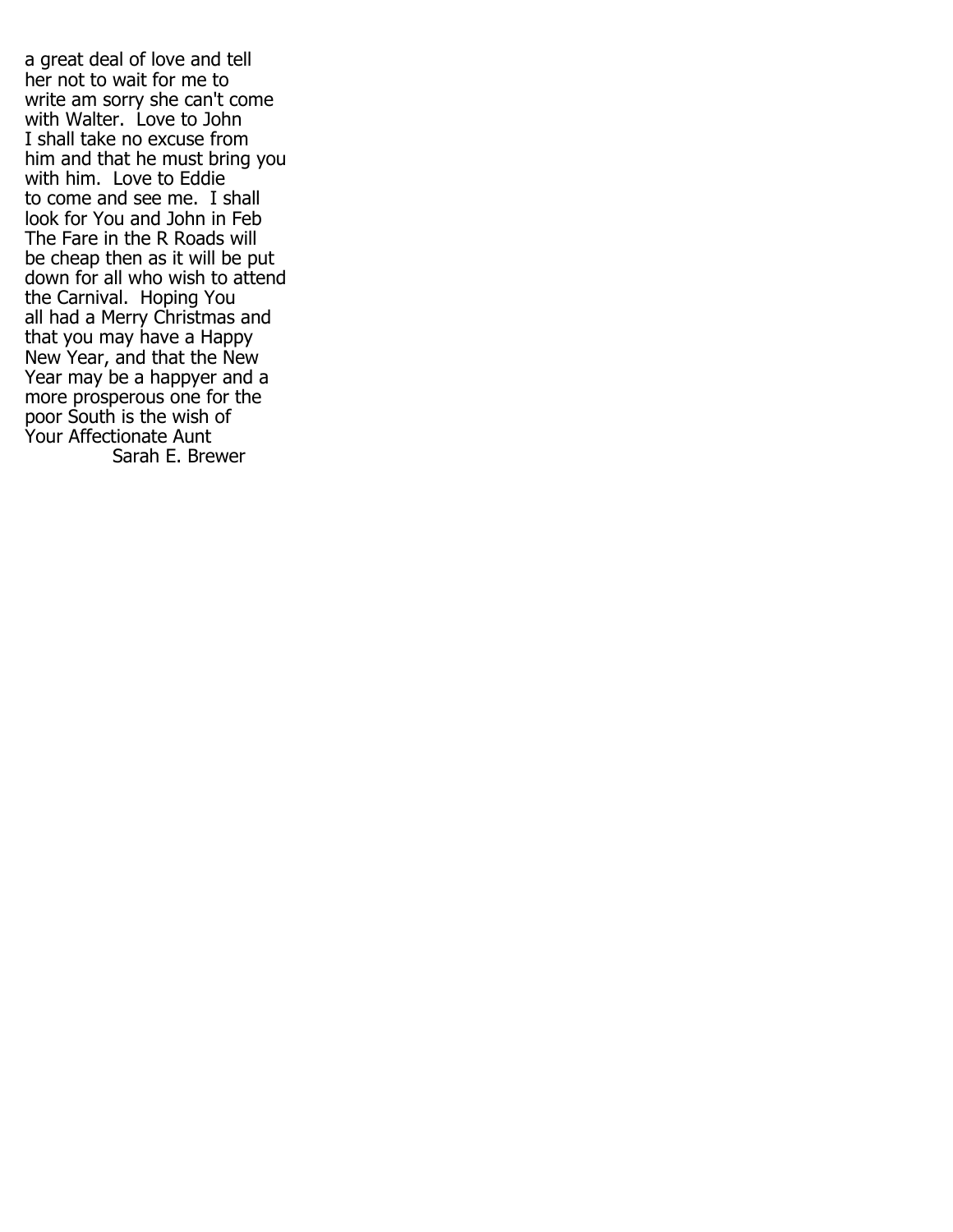a great deal of love and tell
her not to wait for me to
write am sorry she can't come
with Walter. Love to John
I shall take no excuse from
him and that he must bring you
with him. Love to Eddie
to come and see me. I shall
look for You and John in Feb
The Fare in the R Roads will
be cheap then as it will be put
down for all who wish to attend
the Carnival. Hoping You
all had a Merry Christmas and
that you may have a Happy
New Year, and that the New
Year may be a happyer and a
more prosperous one for the
poor South is the wish of
Your Affectionate Aunt

Sarah E. Brewer